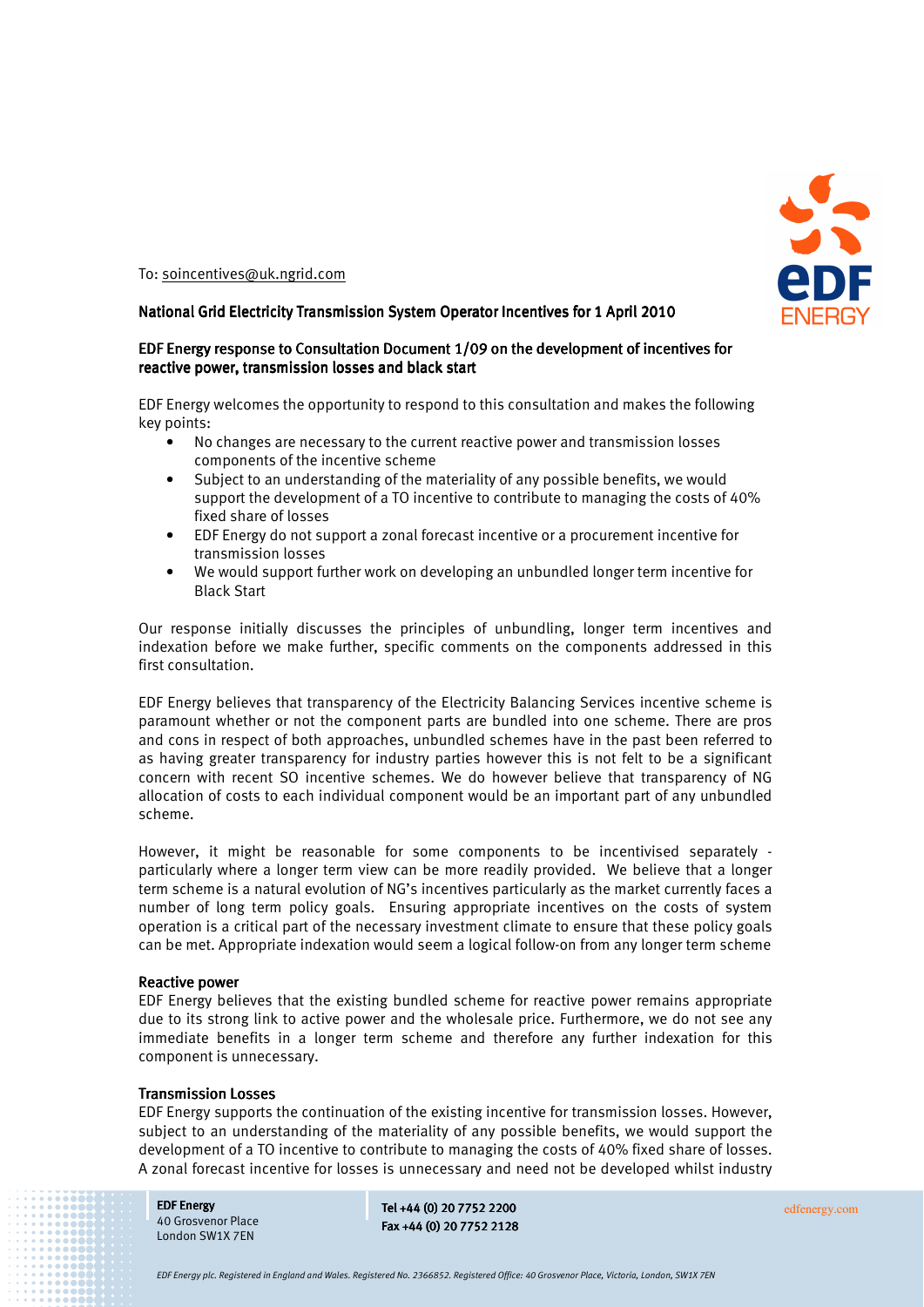To: soincentives@uk.ngrid.com

**National Grid Electricity Transmission System Operator Incentives for 1 April 2010**

**EDF Energy response to Consultation Document 1/09 on the development of incentives for reactive power, transmission losses and black start**

EDF Energy welcomes the opportunity to respond to this consultation and makes the following key points:

- No changes are necessary to the current reactive power and transmission losses components of the incentive scheme
- Subject to an understanding of the materiality of any possible benefits, we would support the development of a TO incentive to contribute to managing the costs of 40% fixed share of losses
- EDF Energy do not support a zonal forecast incentive or a procurement incentive for transmission losses
- We would support further work on developing an unbundled longer term incentive for Black Start

Our response initially discusses the principles of unbundling, longer term incentives and indexation before we make further, specific comments on the components addressed in this first consultation.

EDF Energy believes that transparency of the Electricity Balancing Services incentive scheme is paramount whether or not the component parts are bundled into one scheme. There are pros and cons in respect of both approaches, unbundled schemes have in the past been referred to as having greater transparency for industry parties however this is not felt to be a significant concern with recent SO incentive schemes. We do however believe that transparency of NG allocation of costs to each individual component would be an important part of any unbundled scheme.

However, it might be reasonable for some components to be incentivised separately - particularly where a longer term view can be more readily provided. We believe that a longer term scheme is a natural evolution of NG's incentives particularly as the market currently faces a number of long term policy goals. Ensuring appropriate incentives on the costs of system operation is a critical part of the necessary investment climate to ensure that these policy goals can be met. Appropriate indexation would seem a logical follow-on from any longer term scheme

**Reactive power**

EDF Energy believes that the existing bundled scheme for reactive power remains appropriate due to its strong link to active power and the wholesale price. Furthermore, we do not see any immediate benefits in a longer term scheme and therefore any further indexation for this component is unnecessary.

**Transmission Losses**

EDF Energy supports the continuation of the existing incentive for transmission losses. However, subject to an understanding of the materiality of any possible benefits, we would support the development of a TO incentive to contribute to managing the costs of 40% fixed share of losses. A zonal forecast incentive for losses is unnecessary and need not be developed whilst industry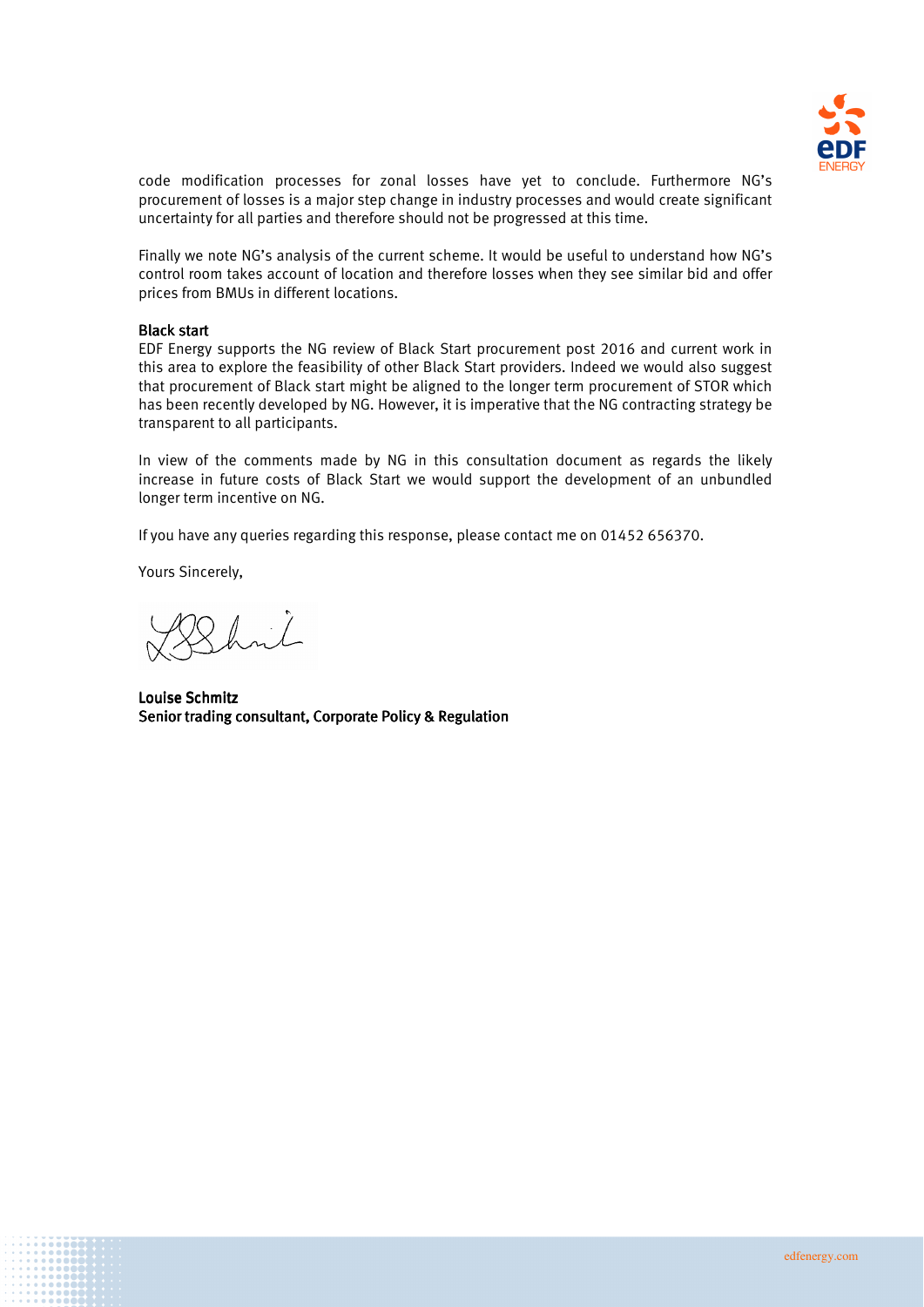code modification processes for zonal losses have yet to conclude. Furthermore NG's procurement of losses is a major step change in industry processes and would create significant uncertainty for all parties and therefore should not be progressed at this time.

Finally we note NG's analysis of the current scheme. It would be useful to understand how NG's control room takes account of location and therefore losses when they see similar bid and offer prices from BMUs in different locations.

**Black start**

EDF Energy supports the NG review of Black Start procurement post 2016 and current work in this area to explore the feasibility of other Black Start providers. Indeed we would also suggest that procurement of Black start might be aligned to the longer term procurement of STOR which has been recently developed by NG. However, it is imperative that the NG contracting strategy be transparent to all participants.

In view of the comments made by NG in this consultation document as regards the likely increase in future costs of Black Start we would support the development of an unbundled longer term incentive on NG.

If you have any queries regarding this response, please contact me on 01452 656370.

Yours Sincerely,

**Louise Schmitz**
**Senior trading consultant, Corporate Policy & Regulation**